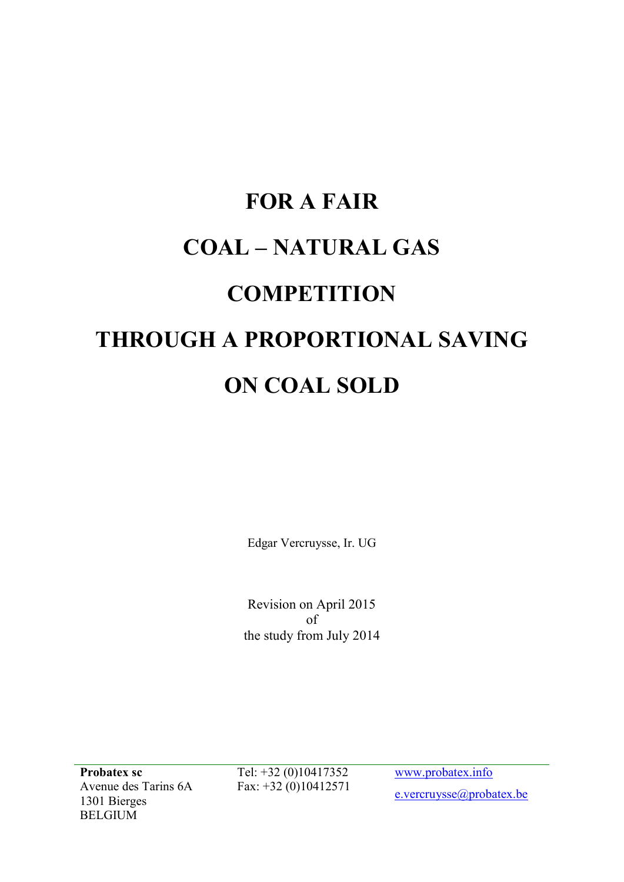# FOR A FAIR COAL – NATURAL GAS COMPETITION THROUGH A PROPORTIONAL SAVING ON COAL SOLD

Edgar Vercruysse, Ir. UG

Revision on April 2015
of
the study from July 2014

**Probatex sc**
Avenue des Tarins 6A
1301 Bierges
BELGIUM

Tel: +32 (0)10417352
Fax: +32 (0)10412571

www.probatex.info
e.vercruysse@probatex.be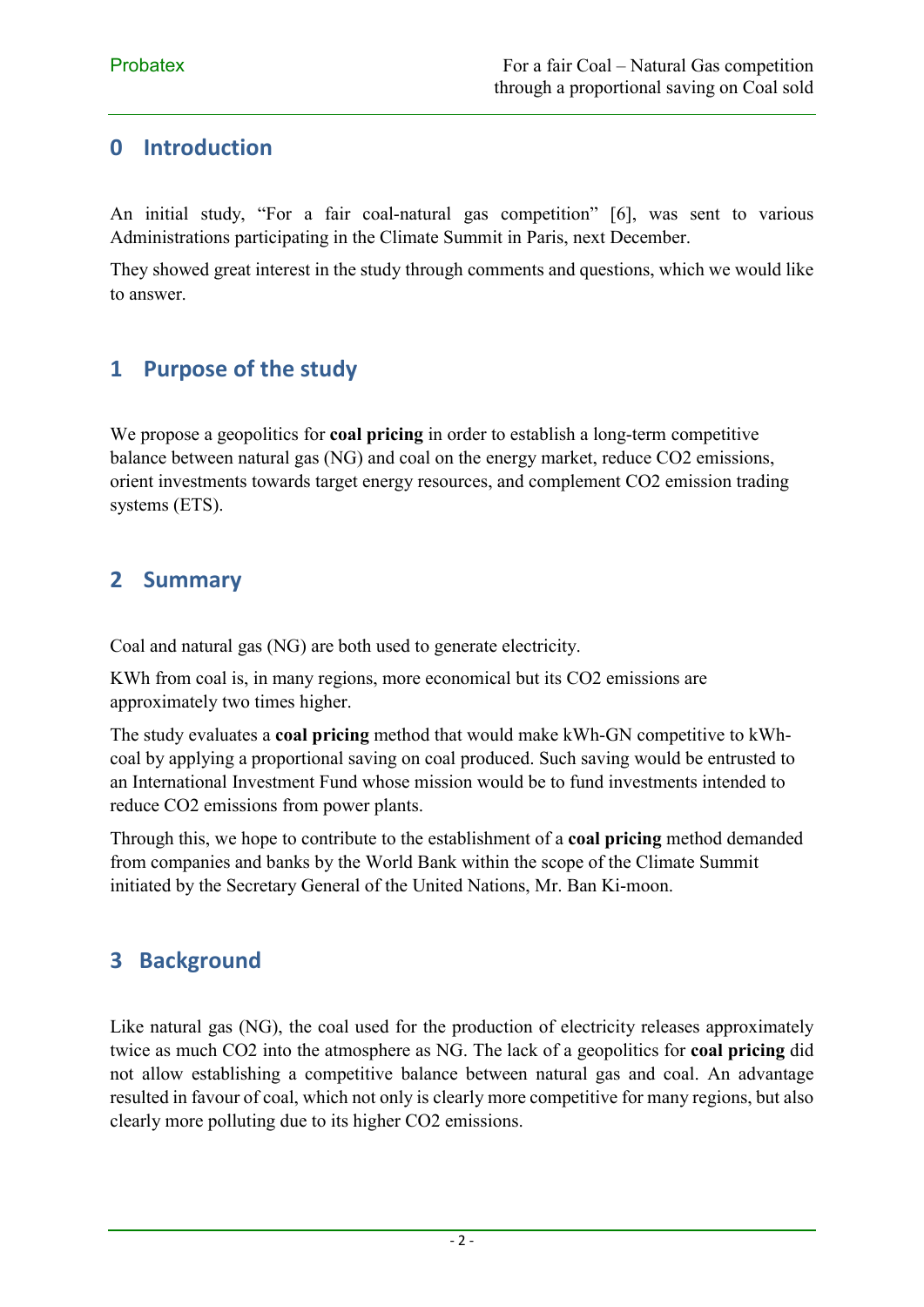## 0 Introduction

An initial study, “For a fair coal-natural gas competition” [6], was sent to various Administrations participating in the Climate Summit in Paris, next December.

They showed great interest in the study through comments and questions, which we would like to answer.

## 1 Purpose of the study

We propose a geopolitics for **coal pricing** in order to establish a long-term competitive balance between natural gas (NG) and coal on the energy market, reduce $CO_2$ emissions, orient investments towards target energy resources, and complement $CO_2$ emission trading systems (ETS).

## 2 Summary

Coal and natural gas (NG) are both used to generate electricity.

KWh from coal is, in many regions, more economical but its $CO_2$ emissions are approximately two times higher.

The study evaluates a **coal pricing** method that would make kWh-GN competitive to kWh-coal by applying a proportional saving on coal produced. Such saving would be entrusted to an International Investment Fund whose mission would be to fund investments intended to reduce $CO_2$ emissions from power plants.

Through this, we hope to contribute to the establishment of a **coal pricing** method demanded from companies and banks by the World Bank within the scope of the Climate Summit initiated by the Secretary General of the United Nations, Mr. Ban Ki-moon.

## 3 Background

Like natural gas (NG), the coal used for the production of electricity releases approximately twice as much $CO_2$ into the atmosphere as NG. The lack of a geopolitics for **coal pricing** did not allow establishing a competitive balance between natural gas and coal. An advantage resulted in favour of coal, which not only is clearly more competitive for many regions, but also clearly more polluting due to its higher $CO_2$ emissions.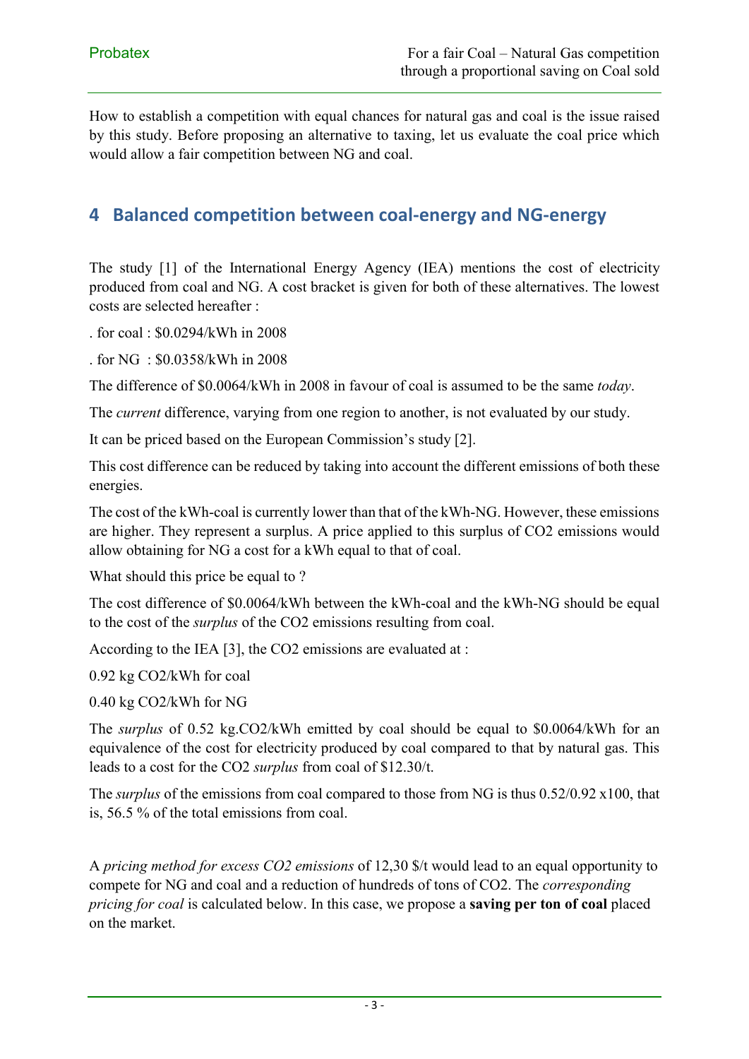How to establish a competition with equal chances for natural gas and coal is the issue raised by this study. Before proposing an alternative to taxing, let us evaluate the coal price which would allow a fair competition between NG and coal.

## 4 Balanced competition between coal-energy and NG-energy

The study [1] of the International Energy Agency (IEA) mentions the cost of electricity produced from coal and NG. A cost bracket is given for both of these alternatives. The lowest costs are selected hereafter :

. for coal : $0.0294/kWh in 2008

. for NG : $0.0358/kWh in 2008

The difference of $0.0064/kWh in 2008 in favour of coal is assumed to be the same *today*.

The *current* difference, varying from one region to another, is not evaluated by our study.

It can be priced based on the European Commission's study [2].

This cost difference can be reduced by taking into account the different emissions of both these energies.

The cost of the kWh-coal is currently lower than that of the kWh-NG. However, these emissions are higher. They represent a surplus. A price applied to this surplus of $CO_2$ emissions would allow obtaining for NG a cost for a kWh equal to that of coal.

What should this price be equal to ?

The cost difference of $0.0064/kWh between the kWh-coal and the kWh-NG should be equal to the cost of the *surplus* of the $CO_2$ emissions resulting from coal.

According to the IEA [3], the $CO_2$ emissions are evaluated at :

0.92 kg $CO_2$/kWh for coal

0.40 kg $CO_2$/kWh for NG

The *surplus* of 0.52 kg.$CO_2$/kWh emitted by coal should be equal to $0.0064/kWh for an equivalence of the cost for electricity produced by coal compared to that by natural gas. This leads to a cost for the $CO_2$ *surplus* from coal of $12.30/t.

The *surplus* of the emissions from coal compared to those from NG is thus 0.52/0.92 x100, that is, 56.5 % of the total emissions from coal.

A *pricing method for excess $CO_2$ emissions* of 12,30 $/t would lead to an equal opportunity to compete for NG and coal and a reduction of hundreds of tons of $CO_2$. The *corresponding pricing for coal* is calculated below. In this case, we propose a **saving per ton of coal** placed on the market.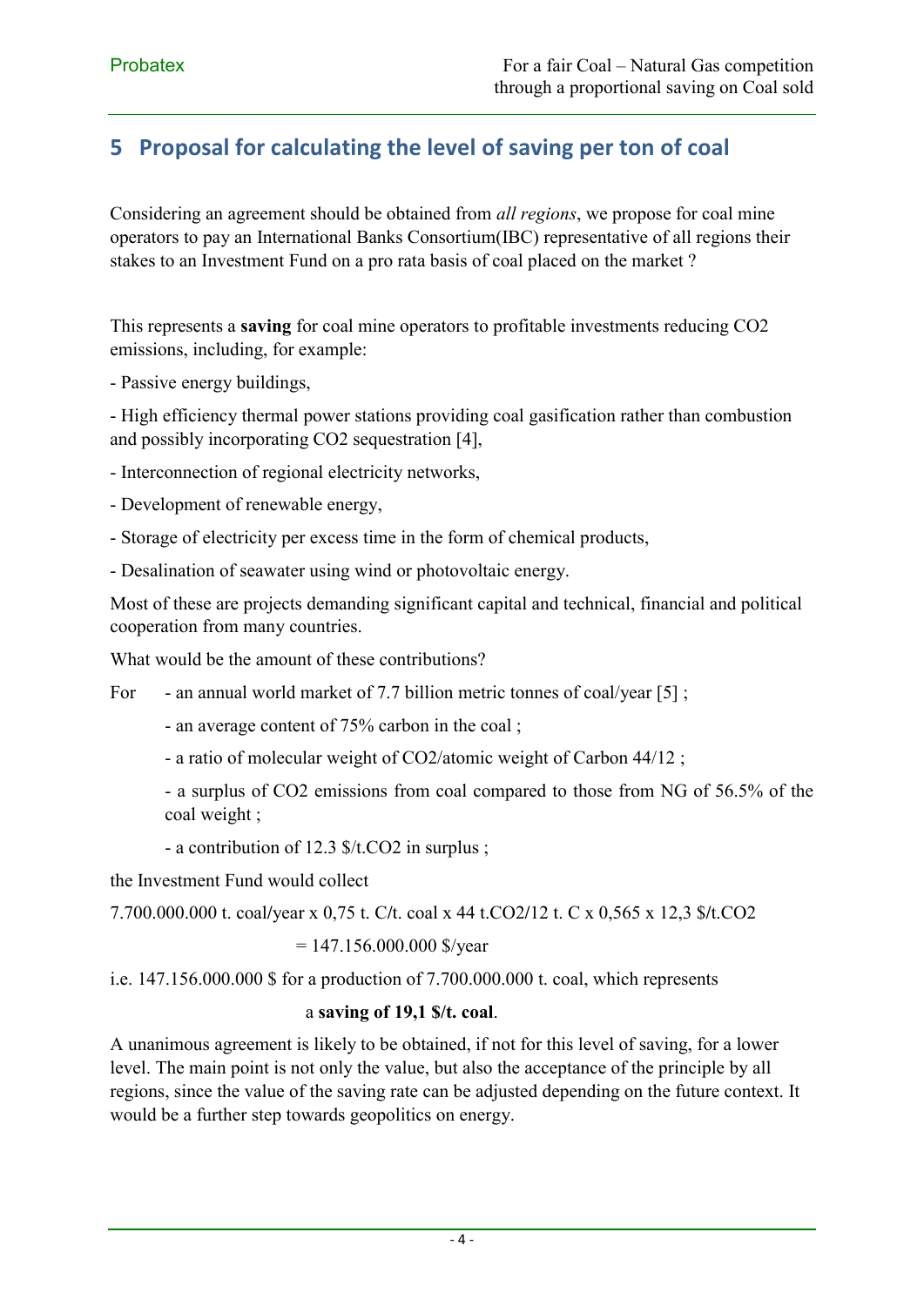## 5 Proposal for calculating the level of saving per ton of coal

Considering an agreement should be obtained from *all regions*, we propose for coal mine operators to pay an International Banks Consortium(IBC) representative of all regions their stakes to an Investment Fund on a pro rata basis of coal placed on the market ?

This represents a **saving** for coal mine operators to profitable investments reducing $CO_2$ emissions, including, for example:

- Passive energy buildings,
- High efficiency thermal power stations providing coal gasification rather than combustion and possibly incorporating $CO_2$ sequestration [4],
- Interconnection of regional electricity networks,
- Development of renewable energy,
- Storage of electricity per excess time in the form of chemical products,
- Desalination of seawater using wind or photovoltaic energy.

Most of these are projects demanding significant capital and technical, financial and political cooperation from many countries.

What would be the amount of these contributions?

For
- an annual world market of 7.7 billion metric tonnes of coal/year [5] ;
- an average content of 75% carbon in the coal ;
- a ratio of molecular weight of $CO_2$/atomic weight of Carbon 44/12 ;
- a surplus of $CO_2$ emissions from coal compared to those from NG of 56.5% of the coal weight ;
- a contribution of 12.3 \$/t.$CO_2$ in surplus ;

the Investment Fund would collect

7.700.000.000 t. coal/year x 0,75 t. C/t. coal x 44 t.$CO_2$/12 t. C x 0,565 x 12,3 \$/t.$CO_2$

= 147.156.000.000 \$/year

i.e. 147.156.000.000 \$ for a production of 7.700.000.000 t. coal, which represents

a **saving of 19,1 \$/t. coal**.

A unanimous agreement is likely to be obtained, if not for this level of saving, for a lower level. The main point is not only the value, but also the acceptance of the principle by all regions, since the value of the saving rate can be adjusted depending on the future context. It would be a further step towards geopolitics on energy.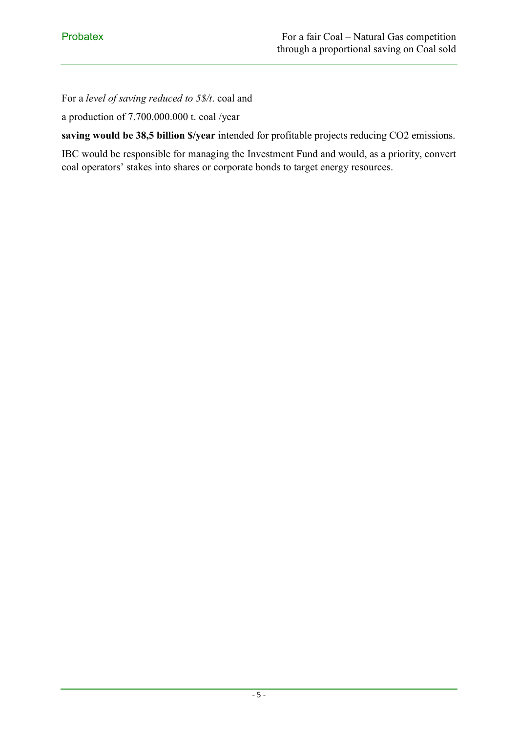For a *level of saving reduced to 5$/t*. coal and

a production of 7.700.000.000 t. coal /year

**saving would be 38,5 billion $/year** intended for profitable projects reducing $CO_2$ emissions.

IBC would be responsible for managing the Investment Fund and would, as a priority, convert coal operators' stakes into shares or corporate bonds to target energy resources.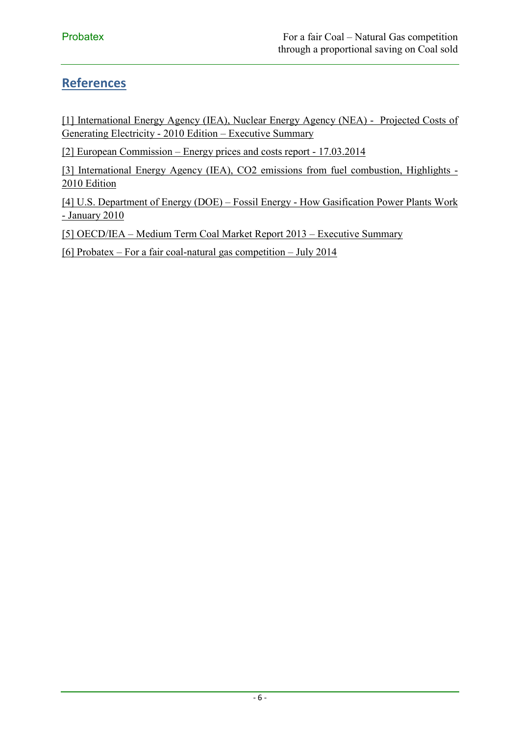## References

[1] International Energy Agency (IEA), Nuclear Energy Agency (NEA) - Projected Costs of Generating Electricity - 2010 Edition – Executive Summary

[2] European Commission – Energy prices and costs report - 17.03.2014

[3] International Energy Agency (IEA), $CO_2$ emissions from fuel combustion, Highlights - 2010 Edition

[4] U.S. Department of Energy (DOE) – Fossil Energy - How Gasification Power Plants Work - January 2010

[5] OECD/IEA – Medium Term Coal Market Report 2013 – Executive Summary

[6] Probatex – For a fair coal-natural gas competition – July 2014